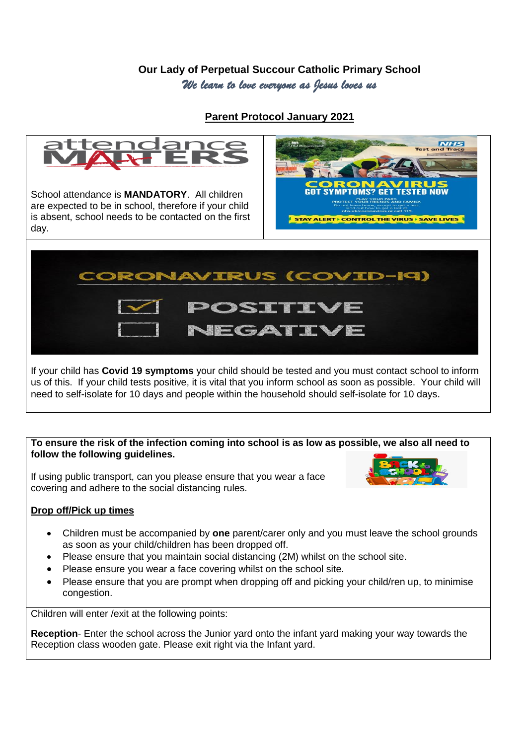**Our Lady of Perpetual Succour Catholic Primary School**

*We learn to love everyone as Jesus loves us*

## Parent Protocol January 2021

School attendance is **MANDATORY**. All children are expected to be in school, therefore if your child is absent, school needs to be contacted on the first day.

If your child has **Covid 19 symptoms** your child should be tested and you must contact school to inform us of this. If your child tests positive, it is vital that you inform school as soon as possible. Your child will need to self-isolate for 10 days and people within the household should self-isolate for 10 days.

**To ensure the risk of the infection coming into school is as low as possible, we also all need to follow the following guidelines.**

If using public transport, can you please ensure that you wear a face covering and adhere to the social distancing rules.

### Drop off/Pick up times

- Children must be accompanied by **one** parent/carer only and you must leave the school grounds as soon as your child/children has been dropped off.
- Please ensure that you maintain social distancing (2M) whilst on the school site.
- Please ensure you wear a face covering whilst on the school site.
- Please ensure that you are prompt when dropping off and picking your child/ren up, to minimise congestion.

Children will enter /exit at the following points:

**Reception**- Enter the school across the Junior yard onto the infant yard making your way towards the Reception class wooden gate. Please exit right via the Infant yard.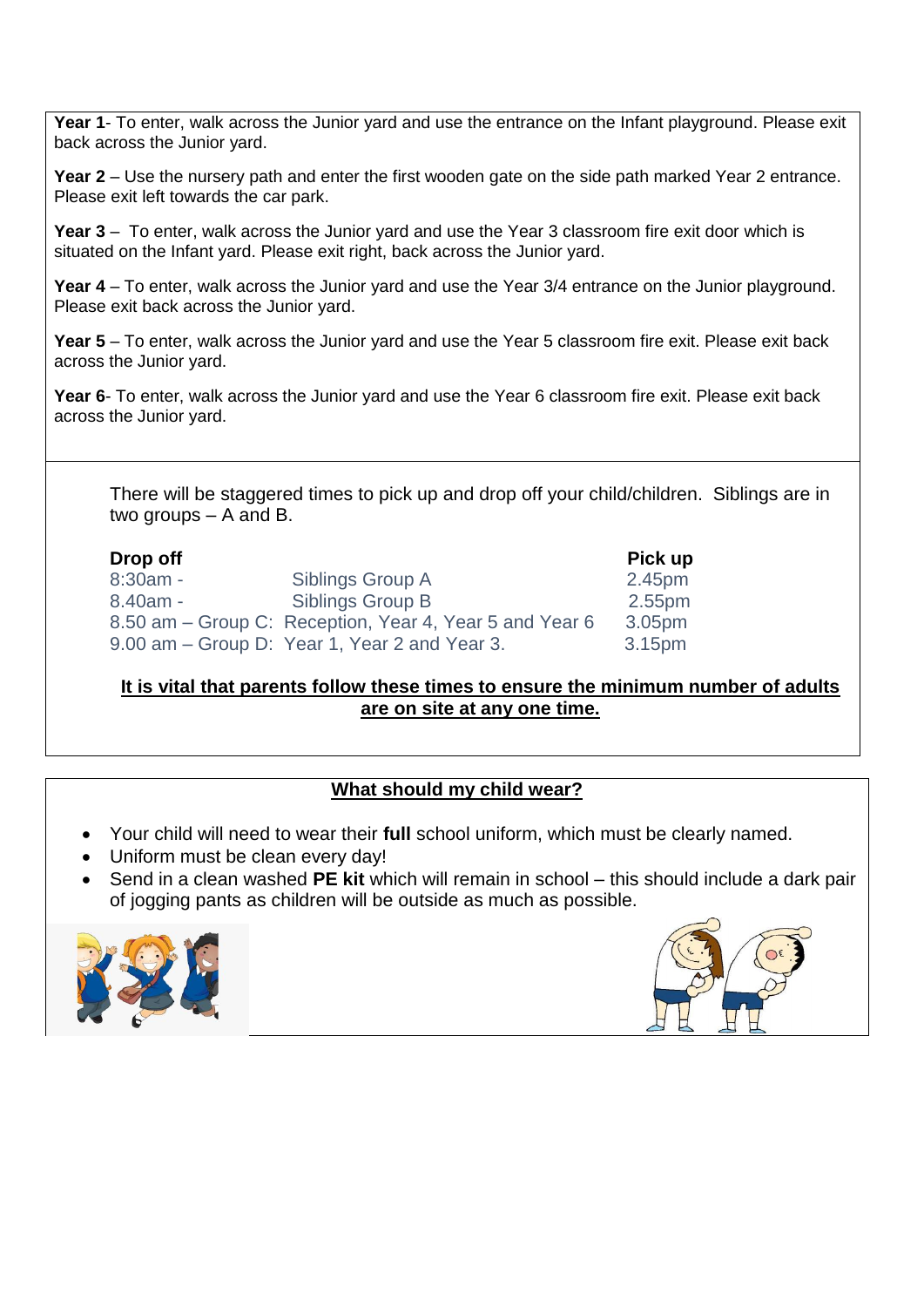**Year 1**- To enter, walk across the Junior yard and use the entrance on the Infant playground. Please exit back across the Junior yard.

**Year 2** – Use the nursery path and enter the first wooden gate on the side path marked Year 2 entrance. Please exit left towards the car park.

**Year 3** – To enter, walk across the Junior yard and use the Year 3 classroom fire exit door which is situated on the Infant yard. Please exit right, back across the Junior yard.

**Year 4** – To enter, walk across the Junior yard and use the Year 3/4 entrance on the Junior playground. Please exit back across the Junior yard.

**Year 5** – To enter, walk across the Junior yard and use the Year 5 classroom fire exit. Please exit back across the Junior yard.

**Year 6**- To enter, walk across the Junior yard and use the Year 6 classroom fire exit. Please exit back across the Junior yard.

There will be staggered times to pick up and drop off your child/children. Siblings are in two groups – A and B.

| Drop off | | Pick up |
|---|---|---|
| 8:30am - | Siblings Group A | 2.45pm |
| 8.40am - | Siblings Group B | 2.55pm |
| 8.50 am – Group C: | Reception, Year 4, Year 5 and Year 6 | 3.05pm |
| 9.00 am – Group D: | Year 1, Year 2 and Year 3. | 3.15pm |

**It is vital that parents follow these times to ensure the minimum number of adults are on site at any one time.**

## What should my child wear?

- Your child will need to wear their **full** school uniform, which must be clearly named.
- Uniform must be clean every day!
- Send in a clean washed **PE kit** which will remain in school – this should include a dark pair of jogging pants as children will be outside as much as possible.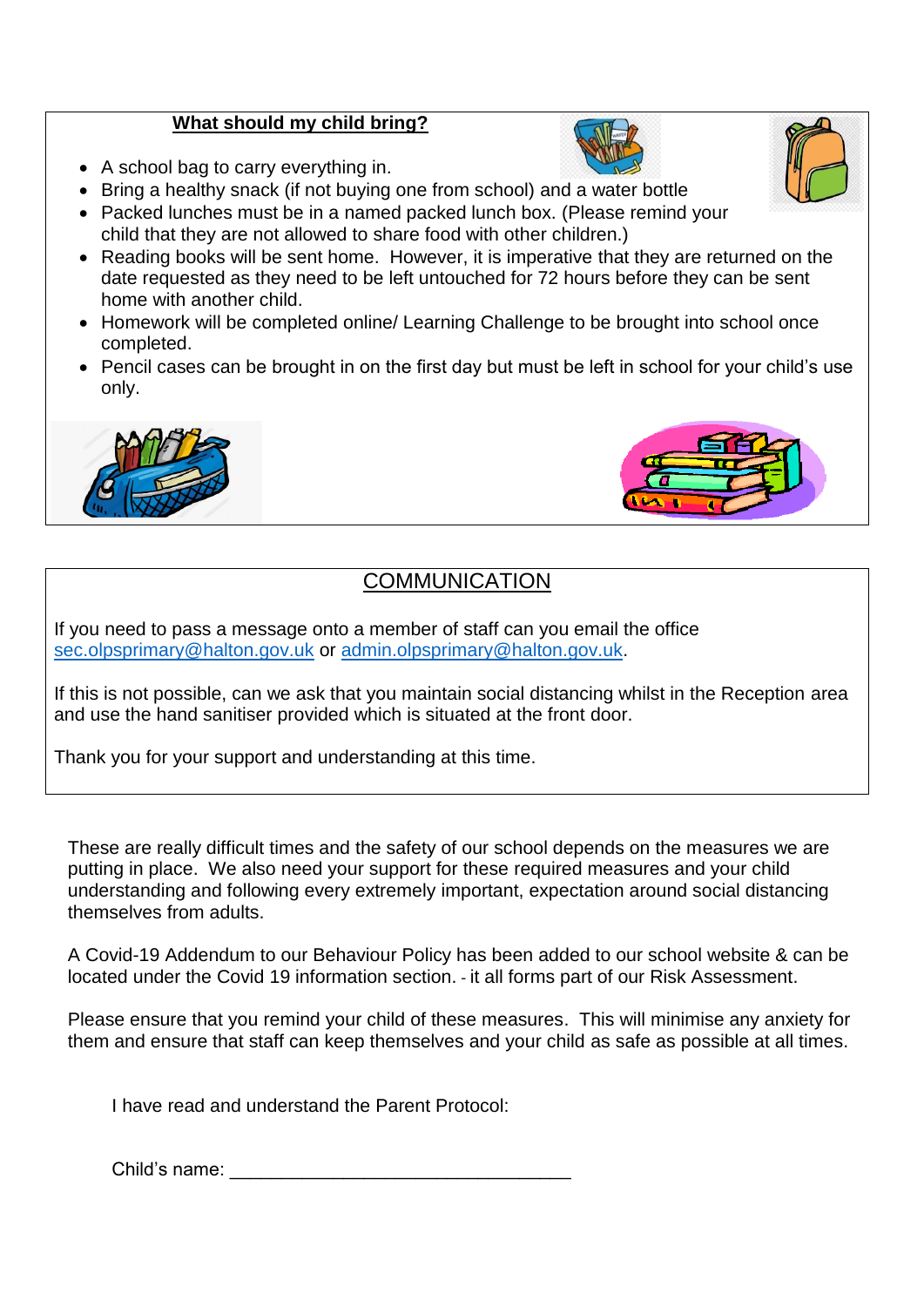## What should my child bring?

- A school bag to carry everything in.
- Bring a healthy snack (if not buying one from school) and a water bottle
- Packed lunches must be in a named packed lunch box. (Please remind your child that they are not allowed to share food with other children.)
- Reading books will be sent home. However, it is imperative that they are returned on the date requested as they need to be left untouched for 72 hours before they can be sent home with another child.
- Homework will be completed online/ Learning Challenge to be brought into school once completed.
- Pencil cases can be brought in on the first day but must be left in school for your child's use only.

## COMMUNICATION

If you need to pass a message onto a member of staff can you email the office sec.olpsprimary@halton.gov.uk or admin.olpsprimary@halton.gov.uk.

If this is not possible, can we ask that you maintain social distancing whilst in the Reception area and use the hand sanitiser provided which is situated at the front door.

Thank you for your support and understanding at this time.

These are really difficult times and the safety of our school depends on the measures we are putting in place. We also need your support for these required measures and your child understanding and following every extremely important, expectation around social distancing themselves from adults.

A Covid-19 Addendum to our Behaviour Policy has been added to our school website & can be located under the Covid 19 information section. - it all forms part of our Risk Assessment.

Please ensure that you remind your child of these measures. This will minimise any anxiety for them and ensure that staff can keep themselves and your child as safe as possible at all times.

I have read and understand the Parent Protocol:

Child's name: ________________________________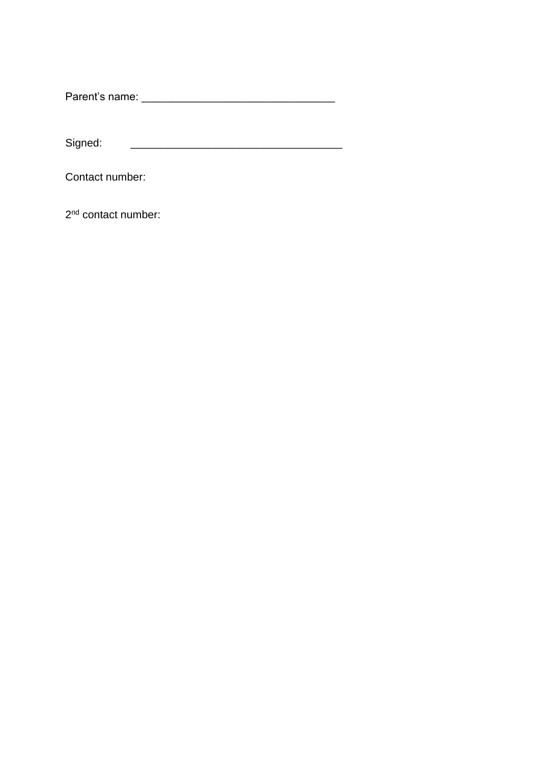Parent's name: _______________________________

Signed: __________________________________

Contact number:

2nd contact number: